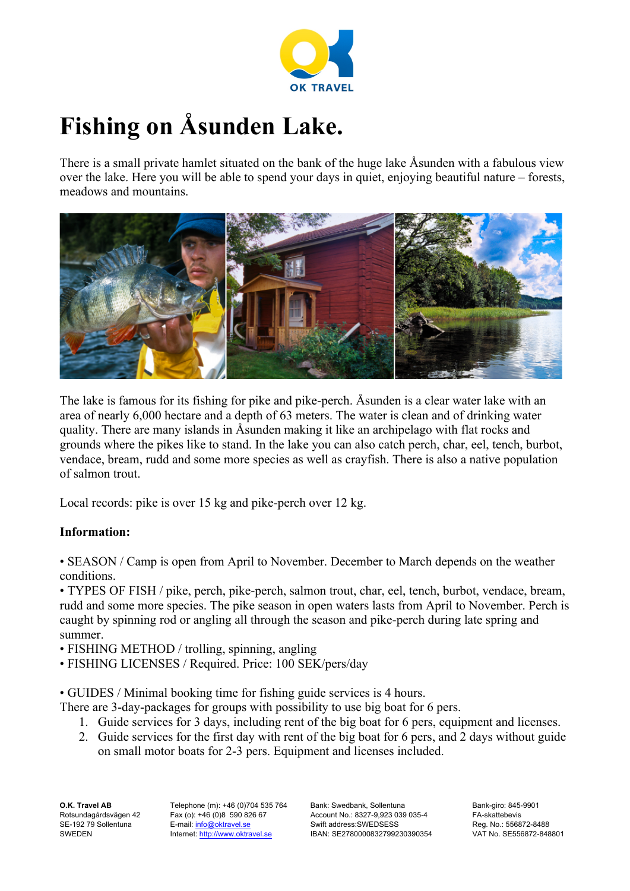OK TRAVEL

# Fishing on Åsunden Lake.

There is a small private hamlet situated on the bank of the huge lake Åsunden with a fabulous view over the lake. Here you will be able to spend your days in quiet, enjoying beautiful nature – forests, meadows and mountains.

The lake is famous for its fishing for pike and pike-perch. Åsunden is a clear water lake with an area of nearly 6,000 hectare and a depth of 63 meters. The water is clean and of drinking water quality. There are many islands in Åsunden making it like an archipelago with flat rocks and grounds where the pikes like to stand. In the lake you can also catch perch, char, eel, tench, burbot, vendace, bream, rudd and some more species as well as crayfish. There is also a native population of salmon trout.

Local records: pike is over 15 kg and pike-perch over 12 kg.

**Information:**

• SEASON / Camp is open from April to November. December to March depends on the weather conditions.
• TYPES OF FISH / pike, perch, pike-perch, salmon trout, char, eel, tench, burbot, vendace, bream, rudd and some more species. The pike season in open waters lasts from April to November. Perch is caught by spinning rod or angling all through the season and pike-perch during late spring and summer.
• FISHING METHOD / trolling, spinning, angling
• FISHING LICENSES / Required. Price: 100 SEK/pers/day

• GUIDES / Minimal booking time for fishing guide services is 4 hours.
There are 3-day-packages for groups with possibility to use big boat for 6 pers.

1. Guide services for 3 days, including rent of the big boat for 6 pers, equipment and licenses.
2. Guide services for the first day with rent of the big boat for 6 pers, and 2 days without guide on small motor boats for 2-3 pers. Equipment and licenses included.

**O.K. Travel AB**
Rotsundagårdsvägen 42
SE-192 79 Sollentuna
SWEDEN

Telephone (m): +46 (0)704 535 764
Fax (o): +46 (0)8 590 826 67
E-mail: info@oktravel.se
Internet: http://www.oktravel.se

Bank: Swedbank, Sollentuna
Account No.: 8327-9,923 039 035-4
Swift address:SWEDSESS
IBAN: SE2780000832799230390354

Bank-giro: 845-9901
FA-skattebevis
Reg. No.: 556872-8488
VAT No. SE556872-848801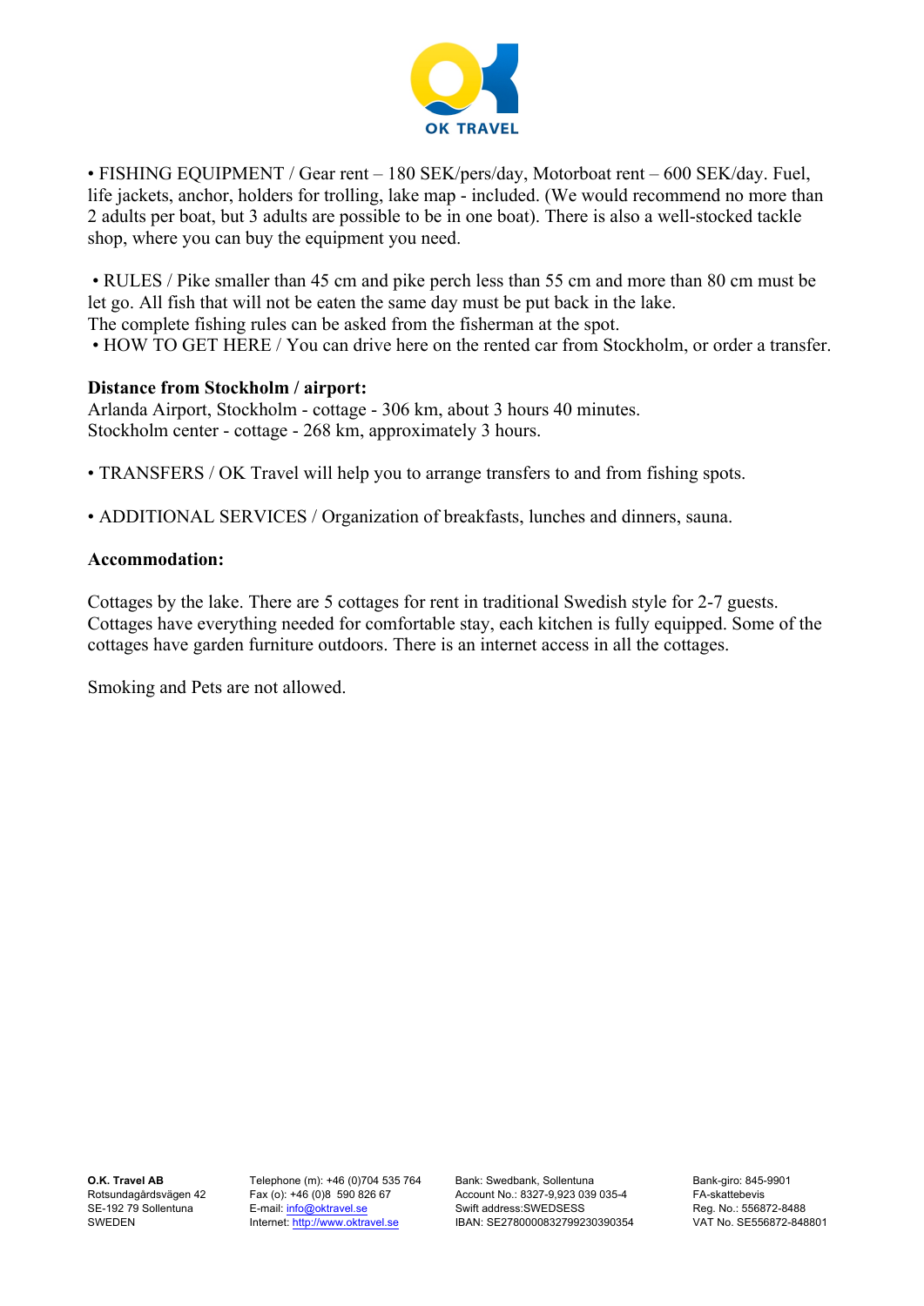• FISHING EQUIPMENT / Gear rent – 180 SEK/pers/day, Motorboat rent – 600 SEK/day. Fuel, life jackets, anchor, holders for trolling, lake map - included. (We would recommend no more than 2 adults per boat, but 3 adults are possible to be in one boat). There is also a well-stocked tackle shop, where you can buy the equipment you need.

• RULES / Pike smaller than 45 cm and pike perch less than 55 cm and more than 80 cm must be let go. All fish that will not be eaten the same day must be put back in the lake.
The complete fishing rules can be asked from the fisherman at the spot.

• HOW TO GET HERE / You can drive here on the rented car from Stockholm, or order a transfer.

**Distance from Stockholm / airport:**
Arlanda Airport, Stockholm - cottage - 306 km, about 3 hours 40 minutes.
Stockholm center - cottage - 268 km, approximately 3 hours.

• TRANSFERS / OK Travel will help you to arrange transfers to and from fishing spots.

• ADDITIONAL SERVICES / Organization of breakfasts, lunches and dinners, sauna.

**Accommodation:**

Cottages by the lake. There are 5 cottages for rent in traditional Swedish style for 2-7 guests. Cottages have everything needed for comfortable stay, each kitchen is fully equipped. Some of the cottages have garden furniture outdoors. There is an internet access in all the cottages.

Smoking and Pets are not allowed.